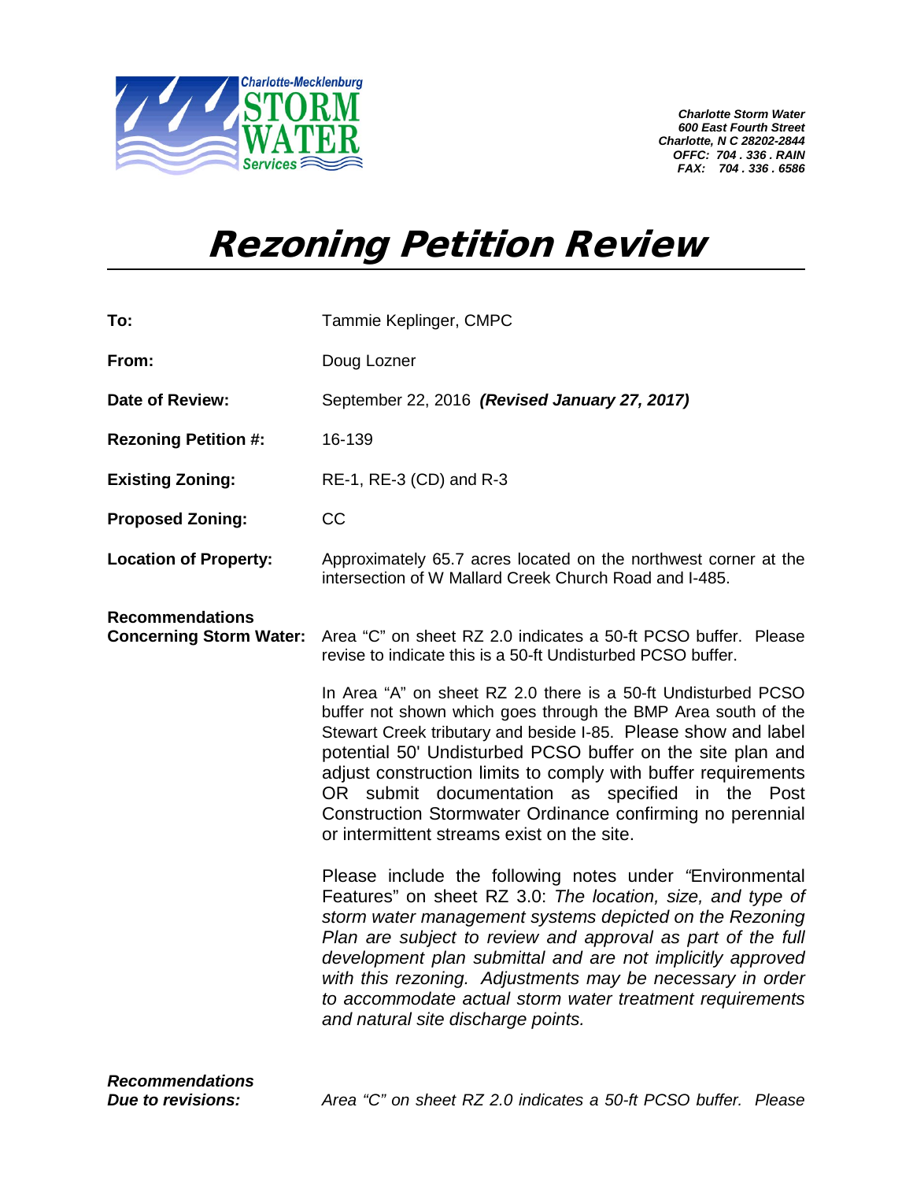Charlotte-Mecklenburg STORM WATER Services

*Charlotte Storm Water*
*600 East Fourth Street*
*Charlotte, N C 28202-2844*
*OFFC: 704 . 336 . RAIN*
*FAX: 704 . 336 . 6586*

# Rezoning Petition Review

**To:** Tammie Keplinger, CMPC

**From:** Doug Lozner

**Date of Review:** September 22, 2016 ***(Revised January 27, 2017)***

**Rezoning Petition #:** 16-139

**Existing Zoning:** RE-1, RE-3 (CD) and R-3

**Proposed Zoning:** CC

**Location of Property:** Approximately 65.7 acres located on the northwest corner at the intersection of W Mallard Creek Church Road and I-485.

**Recommendations Concerning Storm Water:** Area "C" on sheet RZ 2.0 indicates a 50-ft PCSO buffer. Please revise to indicate this is a 50-ft Undisturbed PCSO buffer.

In Area "A" on sheet RZ 2.0 there is a 50-ft Undisturbed PCSO buffer not shown which goes through the BMP Area south of the Stewart Creek tributary and beside I-85. Please show and label potential 50' Undisturbed PCSO buffer on the site plan and adjust construction limits to comply with buffer requirements OR submit documentation as specified in the Post Construction Stormwater Ordinance confirming no perennial or intermittent streams exist on the site.

Please include the following notes under "Environmental Features" on sheet RZ 3.0: *The location, size, and type of storm water management systems depicted on the Rezoning Plan are subject to review and approval as part of the full development plan submittal and are not implicitly approved with this rezoning. Adjustments may be necessary in order to accommodate actual storm water treatment requirements and natural site discharge points.*

***Recommendations Due to revisions:*** *Area "C" on sheet RZ 2.0 indicates a 50-ft PCSO buffer. Please*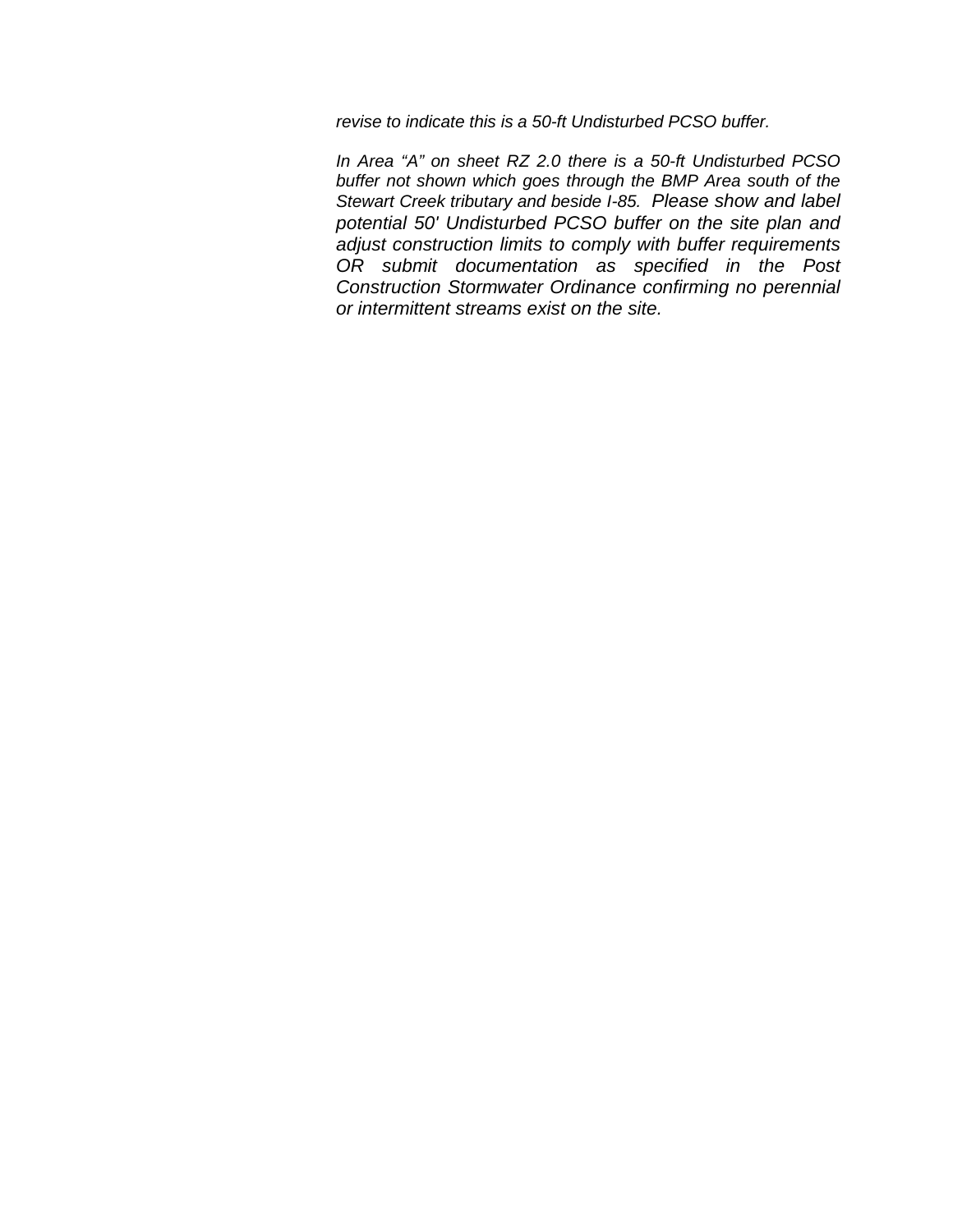*revise to indicate this is a 50-ft Undisturbed PCSO buffer.*

*In Area “A” on sheet RZ 2.0 there is a 50-ft Undisturbed PCSO buffer not shown which goes through the BMP Area south of the Stewart Creek tributary and beside I-85. Please show and label potential 50' Undisturbed PCSO buffer on the site plan and adjust construction limits to comply with buffer requirements OR submit documentation as specified in the Post Construction Stormwater Ordinance confirming no perennial or intermittent streams exist on the site.*